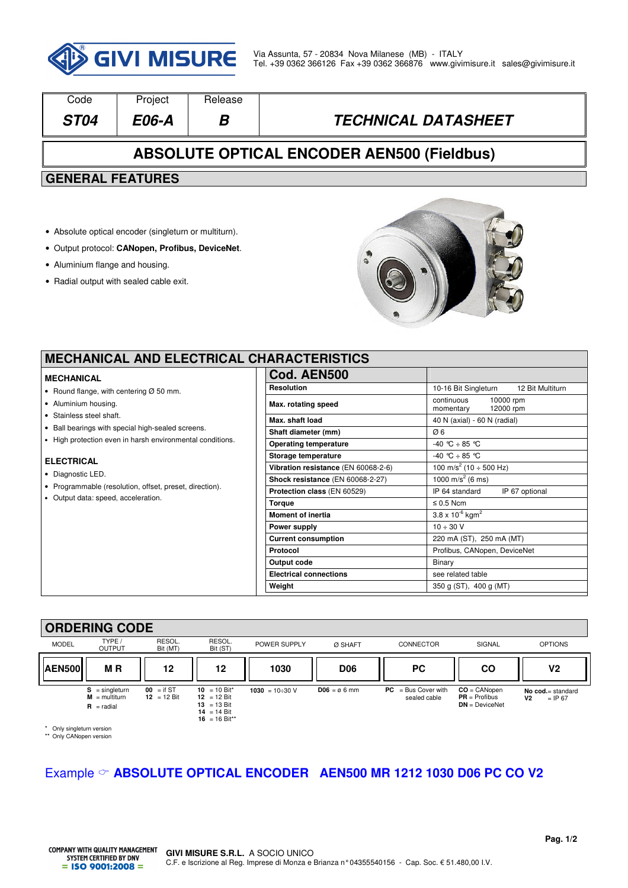GIVI MISURE

Via Assunta, 57 - 20834 Nova Milanese (MB) - ITALY
Tel. +39 0362 366126 Fax +39 0362 366876 www.givimisure.it sales@givimisure.it

| Code | Project | Release | |
|---|---|---|---|
| *ST04* | *E06-A* | *B* | *TECHNICAL DATASHEET* |

# ABSOLUTE OPTICAL ENCODER AEN500 (Fieldbus)

## GENERAL FEATURES

- Absolute optical encoder (singleturn or multiturn).
- Output protocol: **CANopen, Profibus, DeviceNet**.
- Aluminium flange and housing.
- Radial output with sealed cable exit.

## MECHANICAL AND ELECTRICAL CHARACTERISTICS

### MECHANICAL

- Round flange, with centering Ø 50 mm.
- Aluminium housing.
- Stainless steel shaft.
- Ball bearings with special high-sealed screens.
- High protection even in harsh environmental conditions.

### ELECTRICAL

- Diagnostic LED.
- Programmable (resolution, offset, preset, direction).
- Output data: speed, acceleration.

| **Cod. AEN500** | |
|---|---|
| **Resolution** | 10-16 Bit Singleturn 12 Bit Multiturn |
| **Max. rotating speed** | continuous 10000 rpm<br>momentary 12000 rpm |
| **Max. shaft load** | 40 N (axial) - 60 N (radial) |
| **Shaft diameter (mm)** | Ø 6 |
| **Operating temperature** | -40 °C ÷ 85 °C |
| **Storage temperature** | -40 °C ÷ 85 °C |
| **Vibration resistance** (EN 60068-2-6) | 100 $m/s^2$ (10 ÷ 500 Hz) |
| **Shock resistance** (EN 60068-2-27) | 1000 $m/s^2$ (6 ms) |
| **Protection class** (EN 60529) | IP 64 standard IP 67 optional |
| **Torque** | ≤ 0.5 Ncm |
| **Moment of inertia** | $3.8 \times 10^{-6}$ $kgm^2$ |
| **Power supply** | 10 ÷ 30 V |
| **Current consumption** | 220 mA (ST), 250 mA (MT) |
| **Protocol** | Profibus, CANopen, DeviceNet |
| **Output code** | Binary |
| **Electrical connections** | see related table |
| **Weight** | 350 g (ST), 400 g (MT) |

## ORDERING CODE

| MODEL | TYPE / OUTPUT | RESOL. Bit (MT) | RESOL. Bit (ST) | POWER SUPPLY | Ø SHAFT | CONNECTOR | SIGNAL | OPTIONS |
|---|---|---|---|---|---|---|---|---|
| **AEN500** | **M R** | **12** | **12** | **1030** | **D06** | **PC** | **CO** | **V2** |
| | **S** = singleturn<br>**M** = multiturn<br>**R** = radial | **00** = if ST<br>**12** = 12 Bit | **10** = 10 Bit*<br>**12** = 12 Bit<br>**13** = 13 Bit<br>**14** = 14 Bit<br>**16** = 16 Bit** | **1030** = 10÷30 V | **D06** = ø 6 mm | **PC** = Bus Cover with sealed cable | **CO** = CANopen<br>**PR** = Profibus<br>**DN** = DeviceNet | **No cod.**= standard<br>**V2** = IP 67 |

\* Only singleturn version
\*\* Only CANopen version

Example ☞ **ABSOLUTE OPTICAL ENCODER AEN500 MR 1212 1030 D06 PC CO V2**

COMPANY WITH QUALITY MANAGEMENT SYSTEM CERTIFIED BY DNV = ISO 9001:2008 =

**GIVI MISURE S.R.L.** A SOCIO UNICO
C.F. e Iscrizione al Reg. Imprese di Monza e Brianza n° 04355540156 - Cap. Soc. € 51.480,00 I.V.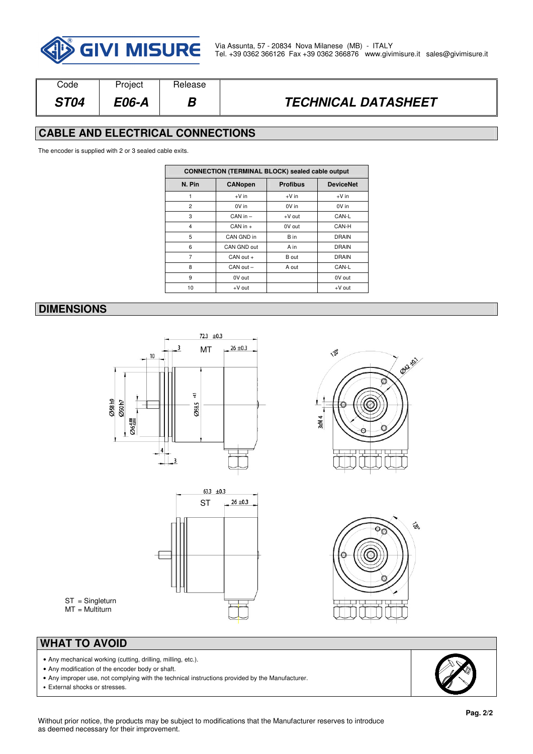| Code | Project | Release | |
|---|---|---|---|
| ***ST04*** | ***E06-A*** | ***B*** | ***TECHNICAL DATASHEET*** |

## CABLE AND ELECTRICAL CONNECTIONS

The encoder is supplied with 2 or 3 sealed cable exits.

| CONNECTION (TERMINAL BLOCK) sealed cable output | | | |
|---|---|---|---|
| **N. Pin** | **CANopen** | **Profibus** | **DeviceNet** |
| 1 | +V in | +V in | +V in |
| 2 | 0V in | 0V in | 0V in |
| 3 | CAN in – | +V out | CAN-L |
| 4 | CAN in + | 0V out | CAN-H |
| 5 | CAN GND in | B in | DRAIN |
| 6 | CAN GND out | A in | DRAIN |
| 7 | CAN out + | B out | DRAIN |
| 8 | CAN out – | A out | CAN-L |
| 9 | 0V out | | 0V out |
| 10 | +V out | | +V out |

## DIMENSIONS

MT
72.3 ±0.3
26 ±0.3
3
10
Ø58 h9
Ø50 h7
$Ø6^{-0.008}_{-0.018}$
Ø58.5
4
3
120°
Ø42 ±0.1
3xM 4

ST
63.3 ±0.3
26 ±0.3
120°

ST = Singleturn
MT = Multiturn

## WHAT TO AVOID

- Any mechanical working (cutting, drilling, milling, etc.).
- Any modification of the encoder body or shaft.
- Any improper use, not complying with the technical instructions provided by the Manufacturer.
- External shocks or stresses.

Without prior notice, the products may be subject to modifications that the Manufacturer reserves to introduce as deemed necessary for their improvement.